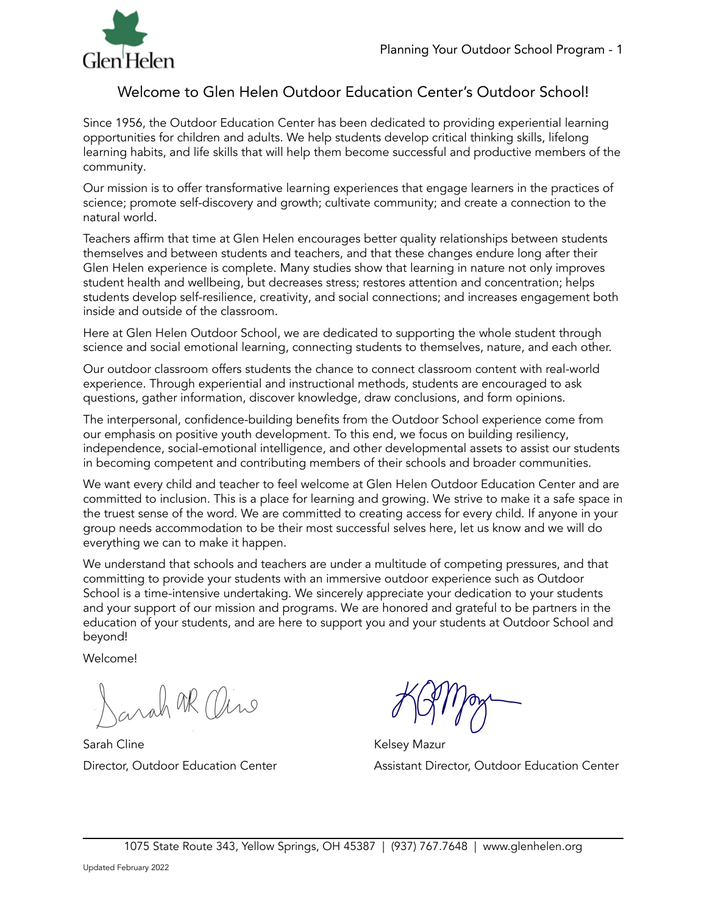# Welcome to Glen Helen Outdoor Education Center's Outdoor School!

Since 1956, the Outdoor Education Center has been dedicated to providing experiential learning opportunities for children and adults. We help students develop critical thinking skills, lifelong learning habits, and life skills that will help them become successful and productive members of the community.

Our mission is to offer transformative learning experiences that engage learners in the practices of science; promote self-discovery and growth; cultivate community; and create a connection to the natural world.

Teachers affirm that time at Glen Helen encourages better quality relationships between students themselves and between students and teachers, and that these changes endure long after their Glen Helen experience is complete. Many studies show that learning in nature not only improves student health and wellbeing, but decreases stress; restores attention and concentration; helps students develop self-resilience, creativity, and social connections; and increases engagement both inside and outside of the classroom.

Here at Glen Helen Outdoor School, we are dedicated to supporting the whole student through science and social emotional learning, connecting students to themselves, nature, and each other.

Our outdoor classroom offers students the chance to connect classroom content with real-world experience. Through experiential and instructional methods, students are encouraged to ask questions, gather information, discover knowledge, draw conclusions, and form opinions.

The interpersonal, confidence-building benefits from the Outdoor School experience come from our emphasis on positive youth development. To this end, we focus on building resiliency, independence, social-emotional intelligence, and other developmental assets to assist our students in becoming competent and contributing members of their schools and broader communities.

We want every child and teacher to feel welcome at Glen Helen Outdoor Education Center and are committed to inclusion. This is a place for learning and growing. We strive to make it a safe space in the truest sense of the word. We are committed to creating access for every child. If anyone in your group needs accommodation to be their most successful selves here, let us know and we will do everything we can to make it happen.

We understand that schools and teachers are under a multitude of competing pressures, and that committing to provide your students with an immersive outdoor experience such as Outdoor School is a time-intensive undertaking. We sincerely appreciate your dedication to your students and your support of our mission and programs. We are honored and grateful to be partners in the education of your students, and are here to support you and your students at Outdoor School and beyond!

Welcome!

Sarah Cline
Director, Outdoor Education Center

Kelsey Mazur
Assistant Director, Outdoor Education Center

1075 State Route 343, Yellow Springs, OH 45387 | (937) 767.7648 | www.glenhelen.org

Updated February 2022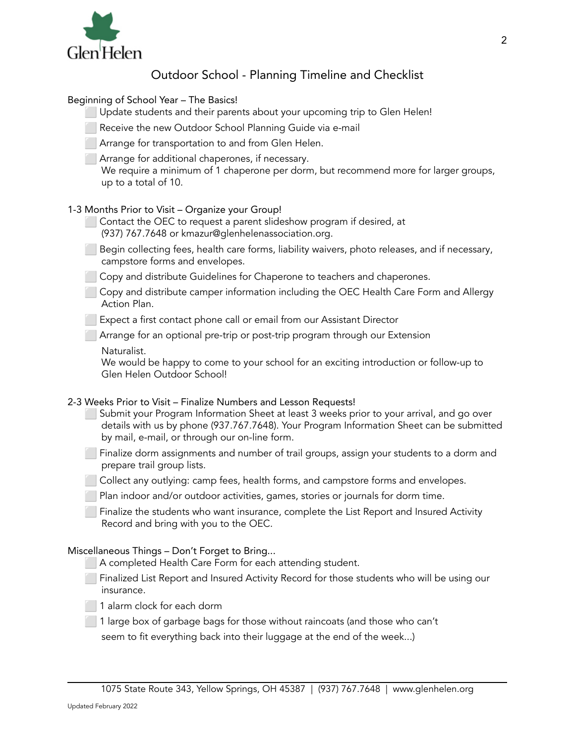# Outdoor School - Planning Timeline and Checklist

## Beginning of School Year – The Basics!

- ⬜ Update students and their parents about your upcoming trip to Glen Helen!
- ⬜ Receive the new Outdoor School Planning Guide via e-mail
- ⬜ Arrange for transportation to and from Glen Helen.
- ⬜ Arrange for additional chaperones, if necessary.
  We require a minimum of 1 chaperone per dorm, but recommend more for larger groups, up to a total of 10.

## 1-3 Months Prior to Visit – Organize your Group!

- ⬜ Contact the OEC to request a parent slideshow program if desired, at (937) 767.7648 or kmazur@glenhelenassociation.org.
- ⬜ Begin collecting fees, health care forms, liability waivers, photo releases, and if necessary, campstore forms and envelopes.
- ⬜ Copy and distribute Guidelines for Chaperone to teachers and chaperones.
- ⬜ Copy and distribute camper information including the OEC Health Care Form and Allergy Action Plan.
- ⬜ Expect a first contact phone call or email from our Assistant Director
- ⬜ Arrange for an optional pre-trip or post-trip program through our Extension Naturalist.
  We would be happy to come to your school for an exciting introduction or follow-up to Glen Helen Outdoor School!

## 2-3 Weeks Prior to Visit – Finalize Numbers and Lesson Requests!

- ⬜ Submit your Program Information Sheet at least 3 weeks prior to your arrival, and go over details with us by phone (937.767.7648). Your Program Information Sheet can be submitted by mail, e-mail, or through our on-line form.
- ⬜ Finalize dorm assignments and number of trail groups, assign your students to a dorm and prepare trail group lists.
- ⬜ Collect any outlying: camp fees, health forms, and campstore forms and envelopes.
- ⬜ Plan indoor and/or outdoor activities, games, stories or journals for dorm time.
- ⬜ Finalize the students who want insurance, complete the List Report and Insured Activity Record and bring with you to the OEC.

## Miscellaneous Things – Don't Forget to Bring...

- ⬜ A completed Health Care Form for each attending student.
- ⬜ Finalized List Report and Insured Activity Record for those students who will be using our insurance.
- ⬜ 1 alarm clock for each dorm
- ⬜ 1 large box of garbage bags for those without raincoats (and those who can't seem to fit everything back into their luggage at the end of the week...)

1075 State Route 343, Yellow Springs, OH 45387 | (937) 767.7648 | www.glenhelen.org

Updated February 2022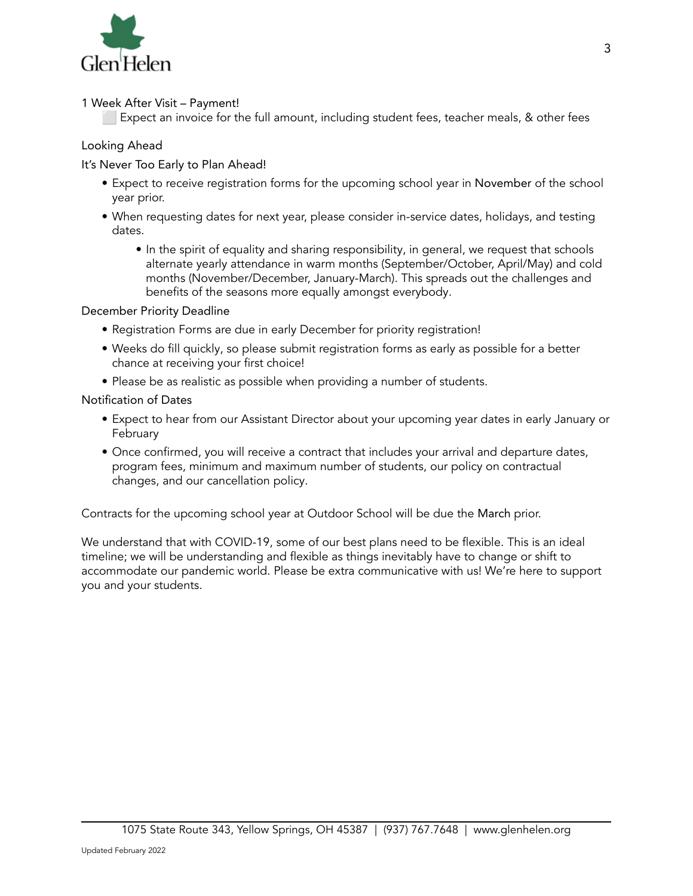1 Week After Visit – Payment!

⬜ Expect an invoice for the full amount, including student fees, teacher meals, & other fees

Looking Ahead

It's Never Too Early to Plan Ahead!

- Expect to receive registration forms for the upcoming school year in November of the school year prior.
- When requesting dates for next year, please consider in-service dates, holidays, and testing dates.
  - In the spirit of equality and sharing responsibility, in general, we request that schools alternate yearly attendance in warm months (September/October, April/May) and cold months (November/December, January-March). This spreads out the challenges and benefits of the seasons more equally amongst everybody.

December Priority Deadline

- Registration Forms are due in early December for priority registration!
- Weeks do fill quickly, so please submit registration forms as early as possible for a better chance at receiving your first choice!
- Please be as realistic as possible when providing a number of students.

Notification of Dates

- Expect to hear from our Assistant Director about your upcoming year dates in early January or February
- Once confirmed, you will receive a contract that includes your arrival and departure dates, program fees, minimum and maximum number of students, our policy on contractual changes, and our cancellation policy.

Contracts for the upcoming school year at Outdoor School will be due the March prior.

We understand that with COVID-19, some of our best plans need to be flexible. This is an ideal timeline; we will be understanding and flexible as things inevitably have to change or shift to accommodate our pandemic world. Please be extra communicative with us! We're here to support you and your students.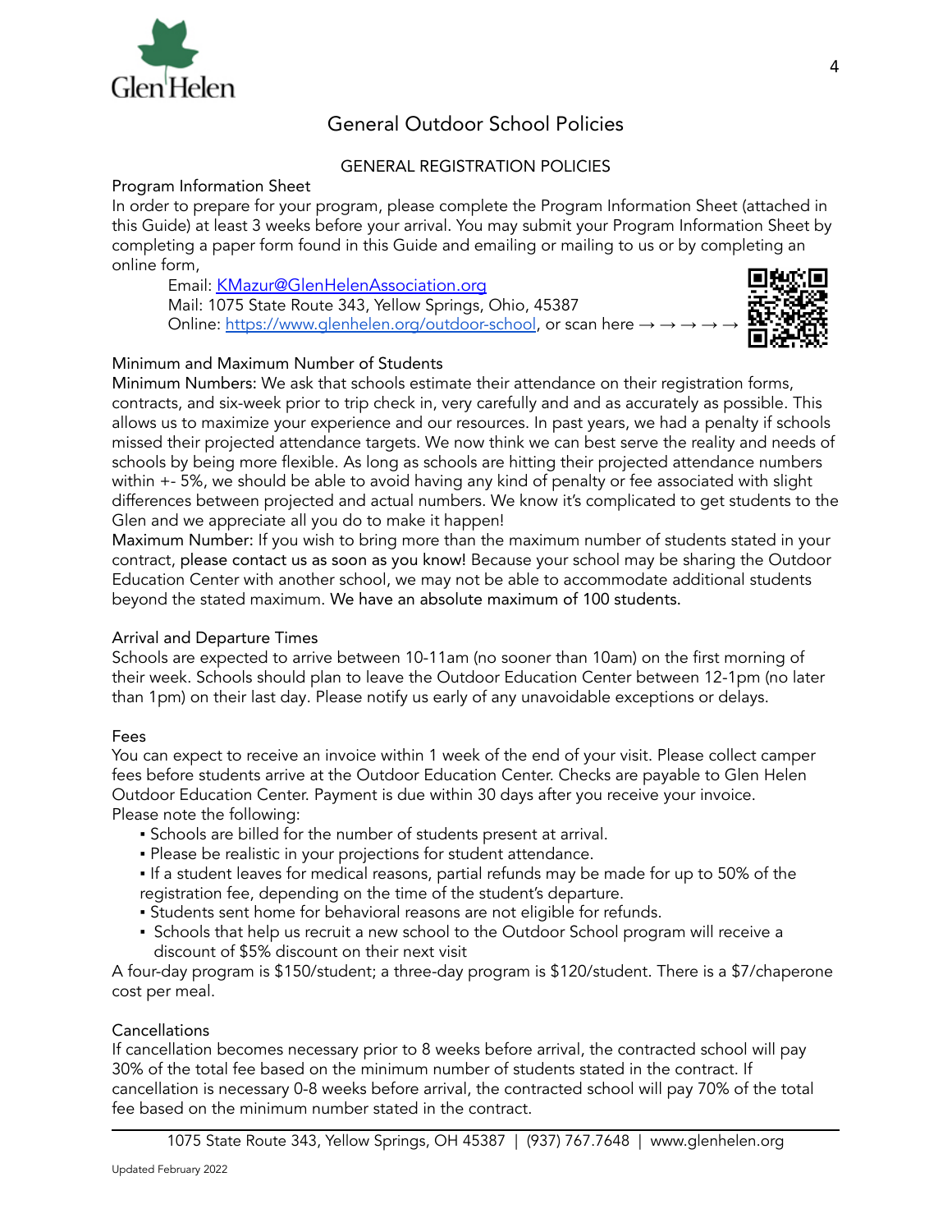# General Outdoor School Policies

## GENERAL REGISTRATION POLICIES

### Program Information Sheet

In order to prepare for your program, please complete the Program Information Sheet (attached in this Guide) at least 3 weeks before your arrival. You may submit your Program Information Sheet by completing a paper form found in this Guide and emailing or mailing to us or by completing an online form,

Email: [KMazur@GlenHelenAssociation.org](mailto:KMazur@GlenHelenAssociation.org)
Mail: 1075 State Route 343, Yellow Springs, Ohio, 45387
Online: [https://www.glenhelen.org/outdoor-school](https://www.glenhelen.org/outdoor-school), or scan here → → → → →

### Minimum and Maximum Number of Students

Minimum Numbers: We ask that schools estimate their attendance on their registration forms, contracts, and six-week prior to trip check in, very carefully and and as accurately as possible. This allows us to maximize your experience and our resources. In past years, we had a penalty if schools missed their projected attendance targets. We now think we can best serve the reality and needs of schools by being more flexible. As long as schools are hitting their projected attendance numbers within +- 5%, we should be able to avoid having any kind of penalty or fee associated with slight differences between projected and actual numbers. We know it's complicated to get students to the Glen and we appreciate all you do to make it happen!

Maximum Number: If you wish to bring more than the maximum number of students stated in your contract, please contact us as soon as you know! Because your school may be sharing the Outdoor Education Center with another school, we may not be able to accommodate additional students beyond the stated maximum. We have an absolute maximum of 100 students.

### Arrival and Departure Times

Schools are expected to arrive between 10-11am (no sooner than 10am) on the first morning of their week. Schools should plan to leave the Outdoor Education Center between 12-1pm (no later than 1pm) on their last day. Please notify us early of any unavoidable exceptions or delays.

### Fees

You can expect to receive an invoice within 1 week of the end of your visit. Please collect camper fees before students arrive at the Outdoor Education Center. Checks are payable to Glen Helen Outdoor Education Center. Payment is due within 30 days after you receive your invoice.
Please note the following:

- Schools are billed for the number of students present at arrival.
- Please be realistic in your projections for student attendance.
- If a student leaves for medical reasons, partial refunds may be made for up to 50% of the registration fee, depending on the time of the student's departure.
- Students sent home for behavioral reasons are not eligible for refunds.
- Schools that help us recruit a new school to the Outdoor School program will receive a discount of $5% discount on their next visit

A four-day program is $150/student; a three-day program is $120/student. There is a $7/chaperone cost per meal.

### Cancellations

If cancellation becomes necessary prior to 8 weeks before arrival, the contracted school will pay 30% of the total fee based on the minimum number of students stated in the contract. If cancellation is necessary 0-8 weeks before arrival, the contracted school will pay 70% of the total fee based on the minimum number stated in the contract.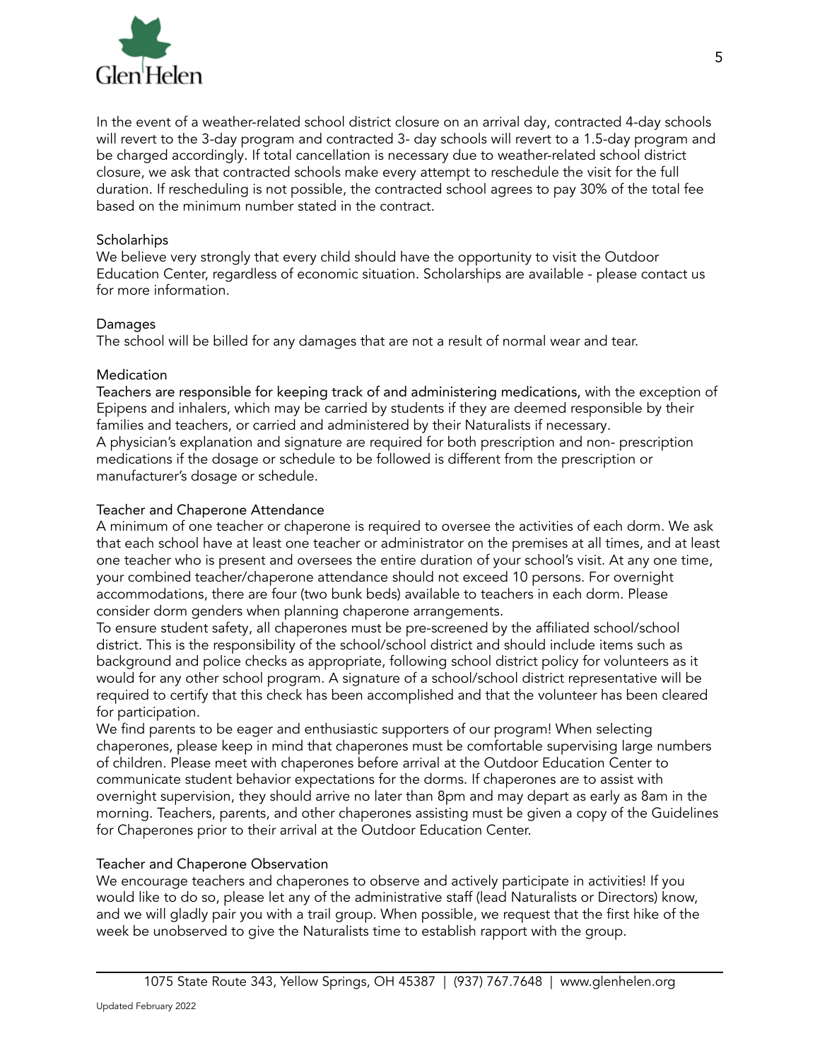In the event of a weather-related school district closure on an arrival day, contracted 4-day schools will revert to the 3-day program and contracted 3- day schools will revert to a 1.5-day program and be charged accordingly. If total cancellation is necessary due to weather-related school district closure, we ask that contracted schools make every attempt to reschedule the visit for the full duration. If rescheduling is not possible, the contracted school agrees to pay 30% of the total fee based on the minimum number stated in the contract.

## Scholarhips

We believe very strongly that every child should have the opportunity to visit the Outdoor Education Center, regardless of economic situation. Scholarships are available - please contact us for more information.

## Damages

The school will be billed for any damages that are not a result of normal wear and tear.

## Medication

Teachers are responsible for keeping track of and administering medications, with the exception of Epipens and inhalers, which may be carried by students if they are deemed responsible by their families and teachers, or carried and administered by their Naturalists if necessary.
A physician's explanation and signature are required for both prescription and non- prescription medications if the dosage or schedule to be followed is different from the prescription or manufacturer's dosage or schedule.

## Teacher and Chaperone Attendance

A minimum of one teacher or chaperone is required to oversee the activities of each dorm. We ask that each school have at least one teacher or administrator on the premises at all times, and at least one teacher who is present and oversees the entire duration of your school's visit. At any one time, your combined teacher/chaperone attendance should not exceed 10 persons. For overnight accommodations, there are four (two bunk beds) available to teachers in each dorm. Please consider dorm genders when planning chaperone arrangements.
To ensure student safety, all chaperones must be pre-screened by the affiliated school/school district. This is the responsibility of the school/school district and should include items such as background and police checks as appropriate, following school district policy for volunteers as it would for any other school program. A signature of a school/school district representative will be required to certify that this check has been accomplished and that the volunteer has been cleared for participation.
We find parents to be eager and enthusiastic supporters of our program! When selecting chaperones, please keep in mind that chaperones must be comfortable supervising large numbers of children. Please meet with chaperones before arrival at the Outdoor Education Center to communicate student behavior expectations for the dorms. If chaperones are to assist with overnight supervision, they should arrive no later than 8pm and may depart as early as 8am in the morning. Teachers, parents, and other chaperones assisting must be given a copy of the Guidelines for Chaperones prior to their arrival at the Outdoor Education Center.

## Teacher and Chaperone Observation

We encourage teachers and chaperones to observe and actively participate in activities! If you would like to do so, please let any of the administrative staff (lead Naturalists or Directors) know, and we will gladly pair you with a trail group. When possible, we request that the first hike of the week be unobserved to give the Naturalists time to establish rapport with the group.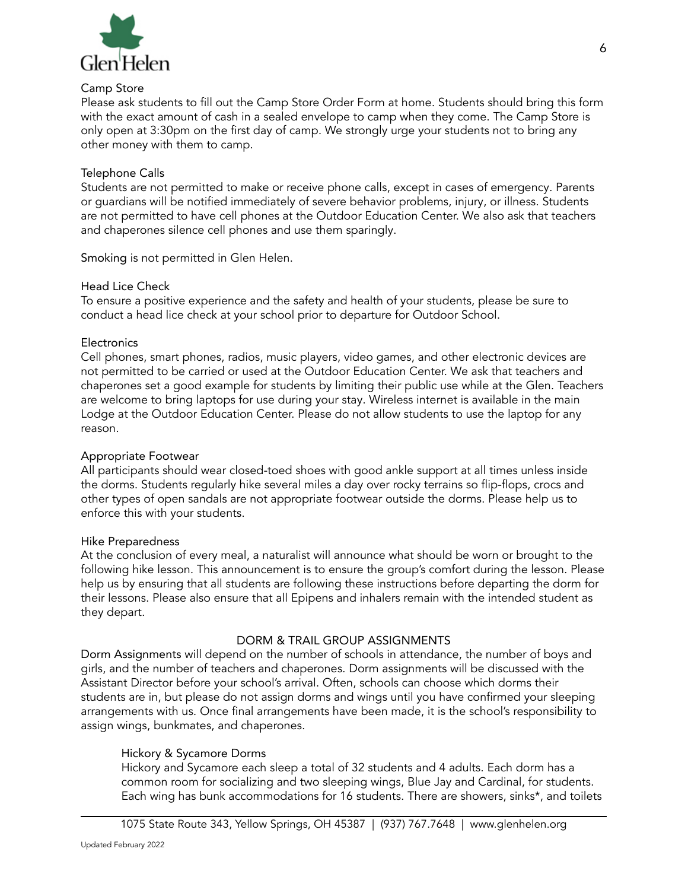### Camp Store

Please ask students to fill out the Camp Store Order Form at home. Students should bring this form with the exact amount of cash in a sealed envelope to camp when they come. The Camp Store is only open at 3:30pm on the first day of camp. We strongly urge your students not to bring any other money with them to camp.

### Telephone Calls

Students are not permitted to make or receive phone calls, except in cases of emergency. Parents or guardians will be notified immediately of severe behavior problems, injury, or illness. Students are not permitted to have cell phones at the Outdoor Education Center. We also ask that teachers and chaperones silence cell phones and use them sparingly.

Smoking is not permitted in Glen Helen.

### Head Lice Check

To ensure a positive experience and the safety and health of your students, please be sure to conduct a head lice check at your school prior to departure for Outdoor School.

### Electronics

Cell phones, smart phones, radios, music players, video games, and other electronic devices are not permitted to be carried or used at the Outdoor Education Center. We ask that teachers and chaperones set a good example for students by limiting their public use while at the Glen. Teachers are welcome to bring laptops for use during your stay. Wireless internet is available in the main Lodge at the Outdoor Education Center. Please do not allow students to use the laptop for any reason.

### Appropriate Footwear

All participants should wear closed-toed shoes with good ankle support at all times unless inside the dorms. Students regularly hike several miles a day over rocky terrains so flip-flops, crocs and other types of open sandals are not appropriate footwear outside the dorms. Please help us to enforce this with your students.

### Hike Preparedness

At the conclusion of every meal, a naturalist will announce what should be worn or brought to the following hike lesson. This announcement is to ensure the group's comfort during the lesson. Please help us by ensuring that all students are following these instructions before departing the dorm for their lessons. Please also ensure that all Epipens and inhalers remain with the intended student as they depart.

## DORM & TRAIL GROUP ASSIGNMENTS

Dorm Assignments will depend on the number of schools in attendance, the number of boys and girls, and the number of teachers and chaperones. Dorm assignments will be discussed with the Assistant Director before your school's arrival. Often, schools can choose which dorms their students are in, but please do not assign dorms and wings until you have confirmed your sleeping arrangements with us. Once final arrangements have been made, it is the school's responsibility to assign wings, bunkmates, and chaperones.

#### Hickory & Sycamore Dorms

Hickory and Sycamore each sleep a total of 32 students and 4 adults. Each dorm has a common room for socializing and two sleeping wings, Blue Jay and Cardinal, for students. Each wing has bunk accommodations for 16 students. There are showers, sinks*, and toilets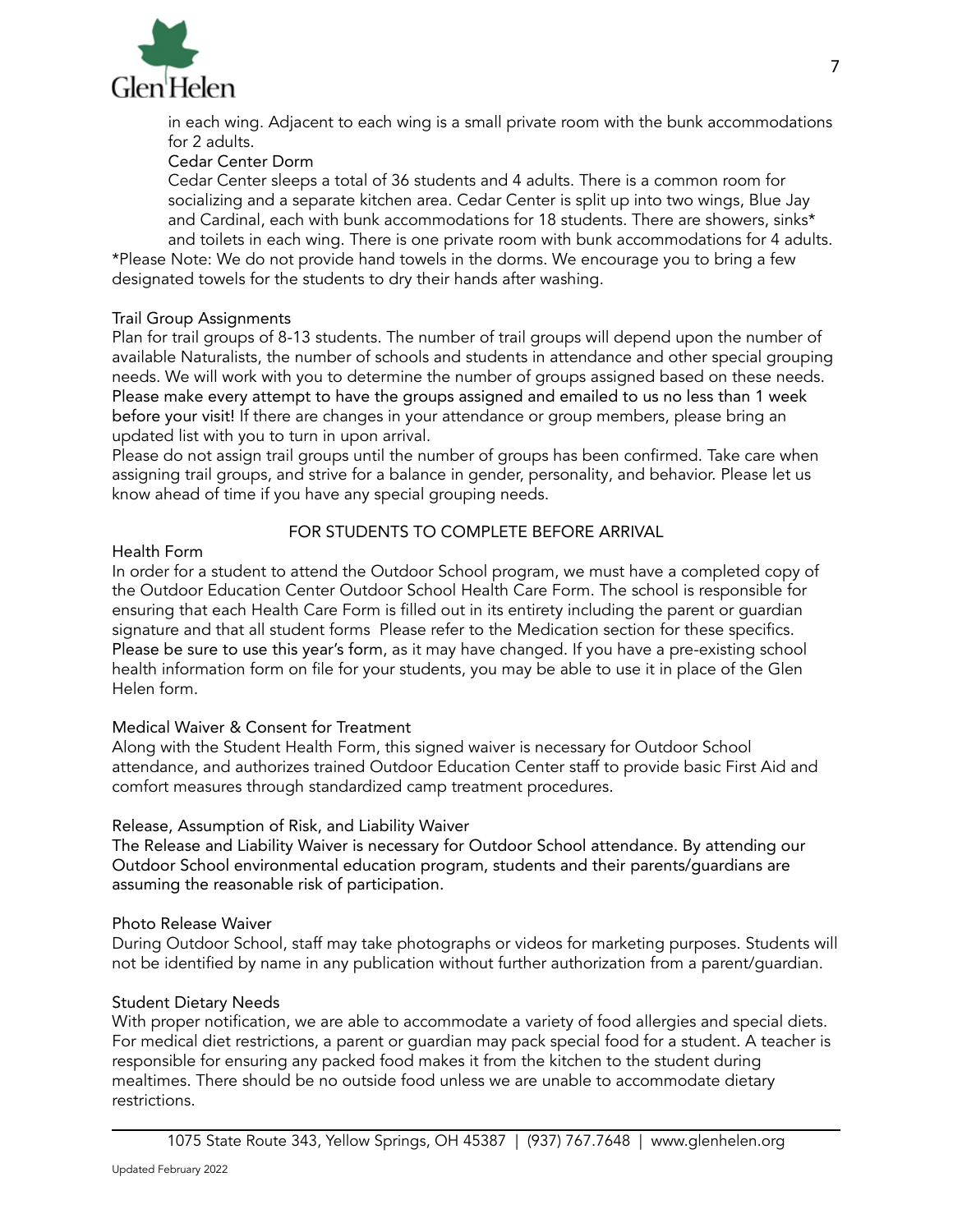in each wing. Adjacent to each wing is a small private room with the bunk accommodations for 2 adults.

Cedar Center Dorm

Cedar Center sleeps a total of 36 students and 4 adults. There is a common room for socializing and a separate kitchen area. Cedar Center is split up into two wings, Blue Jay and Cardinal, each with bunk accommodations for 18 students. There are showers, sinks* and toilets in each wing. There is one private room with bunk accommodations for 4 adults.

*Please Note: We do not provide hand towels in the dorms. We encourage you to bring a few designated towels for the students to dry their hands after washing.

### Trail Group Assignments

Plan for trail groups of 8-13 students. The number of trail groups will depend upon the number of available Naturalists, the number of schools and students in attendance and other special grouping needs. We will work with you to determine the number of groups assigned based on these needs. Please make every attempt to have the groups assigned and emailed to us no less than 1 week before your visit! If there are changes in your attendance or group members, please bring an updated list with you to turn in upon arrival.

Please do not assign trail groups until the number of groups has been confirmed. Take care when assigning trail groups, and strive for a balance in gender, personality, and behavior. Please let us know ahead of time if you have any special grouping needs.

## FOR STUDENTS TO COMPLETE BEFORE ARRIVAL

### Health Form

In order for a student to attend the Outdoor School program, we must have a completed copy of the Outdoor Education Center Outdoor School Health Care Form. The school is responsible for ensuring that each Health Care Form is filled out in its entirety including the parent or guardian signature and that all student forms  Please refer to the Medication section for these specifics. Please be sure to use this year's form, as it may have changed. If you have a pre-existing school health information form on file for your students, you may be able to use it in place of the Glen Helen form.

### Medical Waiver & Consent for Treatment

Along with the Student Health Form, this signed waiver is necessary for Outdoor School attendance, and authorizes trained Outdoor Education Center staff to provide basic First Aid and comfort measures through standardized camp treatment procedures.

### Release, Assumption of Risk, and Liability Waiver

The Release and Liability Waiver is necessary for Outdoor School attendance. By attending our Outdoor School environmental education program, students and their parents/guardians are assuming the reasonable risk of participation.

### Photo Release Waiver

During Outdoor School, staff may take photographs or videos for marketing purposes. Students will not be identified by name in any publication without further authorization from a parent/guardian.

### Student Dietary Needs

With proper notification, we are able to accommodate a variety of food allergies and special diets. For medical diet restrictions, a parent or guardian may pack special food for a student. A teacher is responsible for ensuring any packed food makes it from the kitchen to the student during mealtimes. There should be no outside food unless we are unable to accommodate dietary restrictions.